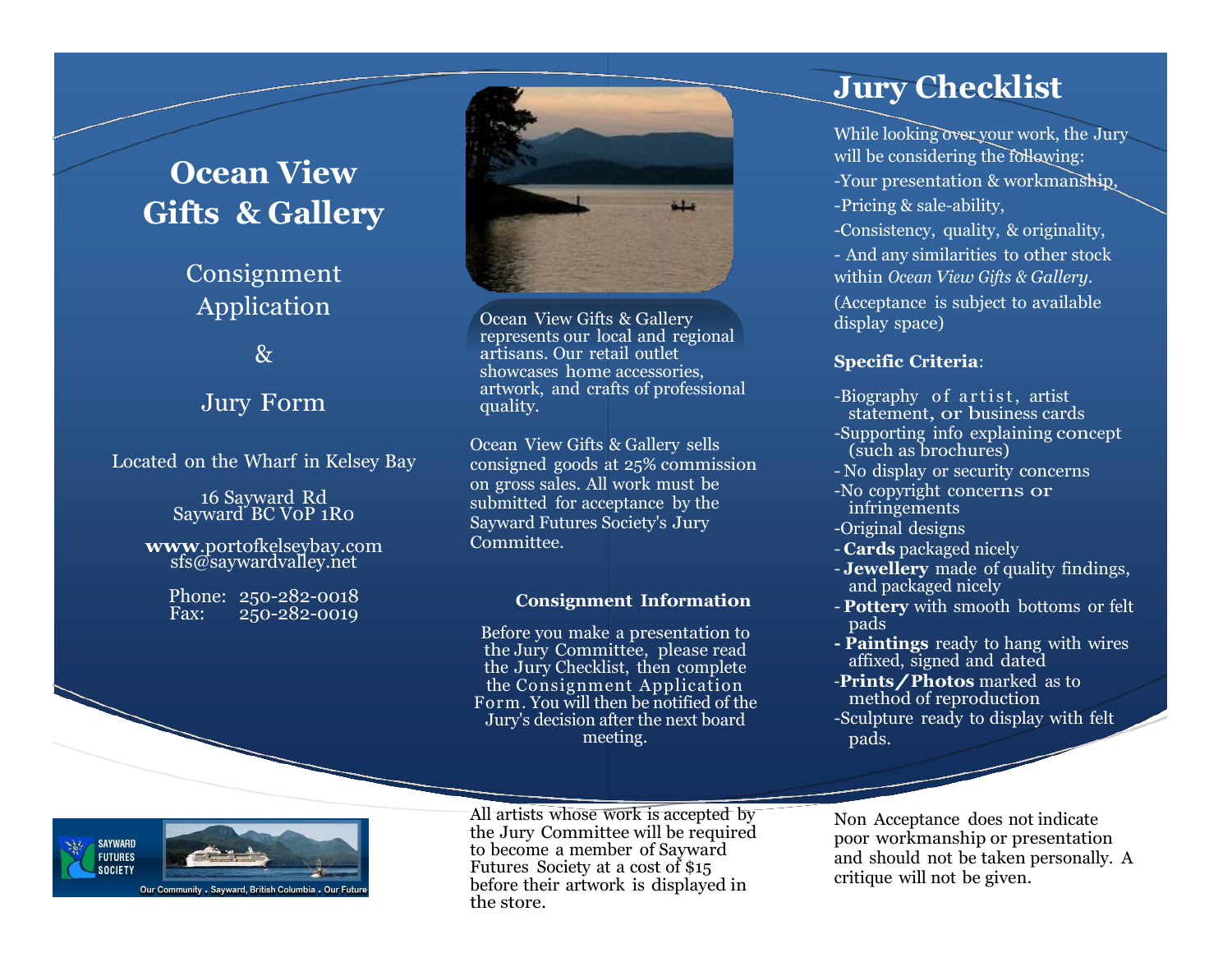# Ocean View Gifts & Gallery

Consignment Application

&

Jury Form

Located on the Wharf in Kelsey Bay

16 Sayward Rd
Sayward BC V0P 1R0

**www**.portofkelseybay.com
sfs@saywardvalley.net

Phone: 250-282-0018
Fax: 250-282-0019

Ocean View Gifts & Gallery represents our local and regional artisans. Our retail outlet showcases home accessories, artwork, and crafts of professional quality.

Ocean View Gifts & Gallery sells consigned goods at 25% commission on gross sales. All work must be submitted for acceptance by the Sayward Futures Society's Jury Committee.

**Consignment Information**

Before you make a presentation to the Jury Committee, please read the Jury Checklist, then complete the Consignment Application Form. You will then be notified of the Jury's decision after the next board meeting.

All artists whose work is accepted by the Jury Committee will be required to become a member of Sayward Futures Society at a cost of $15 before their artwork is displayed in the store.

## Jury Checklist

While looking over your work, the Jury will be considering the following:

-Your presentation & workmanship,
-Pricing & sale-ability,
-Consistency, quality, & originality,
- And any similarities to other stock within *Ocean View Gifts & Gallery*.
(Acceptance is subject to available display space)

**Specific Criteria**:

-Biography of artist, artist statement, or business cards
-Supporting info explaining concept (such as brochures)
- No display or security concerns
-No copyright concerns or infringements
-Original designs
- **Cards** packaged nicely
- **Jewellery** made of quality findings, and packaged nicely
- **Pottery** with smooth bottoms or felt pads
**- Paintings** ready to hang with wires affixed, signed and dated
-**Prints/Photos** marked as to method of reproduction
-Sculpture ready to display with felt pads.

Non Acceptance does not indicate poor workmanship or presentation and should not be taken personally. A critique will not be given.

SAYWARD FUTURES SOCIETY
Our Community . Sayward, British Columbia . Our Future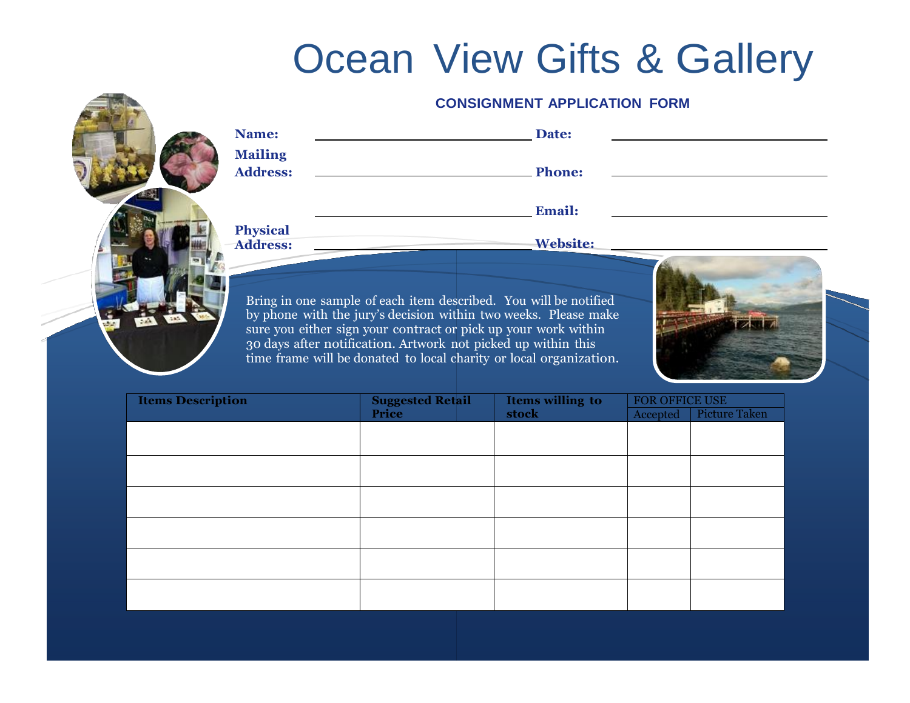# Ocean View Gifts & Gallery

**CONSIGNMENT APPLICATION FORM**

**Name:** ______________________ **Date:** ______________________

**Mailing Address:** ______________________ **Phone:** ______________________

______________________ **Email:** ______________________

**Physical Address:** ______________________ **Website:** ______________________

Bring in one sample of each item described. You will be notified by phone with the jury's decision within two weeks. Please make sure you either sign your contract or pick up your work within 30 days after notification. Artwork not picked up within this time frame will be donated to local charity or local organization.

| **Items Description** | **Suggested Retail Price** | **Items willing to stock** | FOR OFFICE USE | |
|---|---|---|---|---|
| | | | Accepted | Picture Taken |
| | | | | |
| | | | | |
| | | | | |
| | | | | |
| | | | | |
| | | | | |